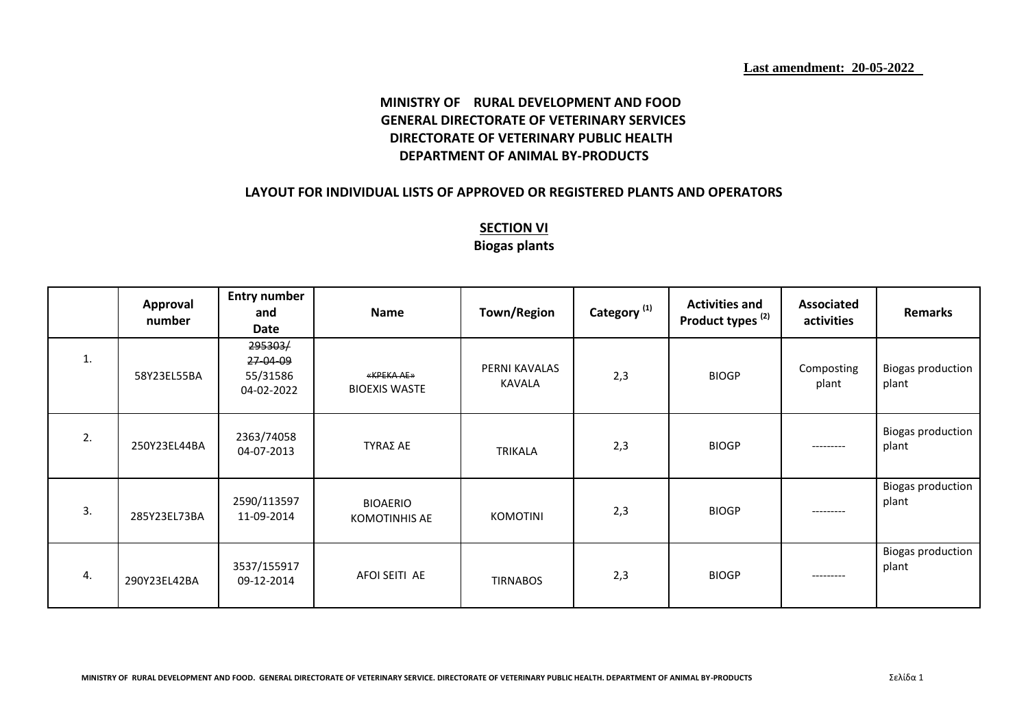**Last amendment: 20-05-2022**

# MINISTRY OF RURAL DEVELOPMENT AND FOOD
## GENERAL DIRECTORATE OF VETERINARY SERVICES
## DIRECTORATE OF VETERINARY PUBLIC HEALTH
## DEPARTMENT OF ANIMAL BY-PRODUCTS

### LAYOUT FOR INDIVIDUAL LISTS OF APPROVED OR REGISTERED PLANTS AND OPERATORS

### SECTION VI
### Biogas plants

| | Approval number | Entry number and Date | Name | Town/Region | Category [1] | Activities and Product types [2] | Associated activities | Remarks |
|---|---|---|---|---|---|---|---|---|
| 1. | 58Y23EL55BA | ~~295303/ 27-04-09~~ 55/31586 04-02-2022 | ~~«ΚΡΕΚΑ ΑΕ»~~ BIOEXIS WASTE | PERNI KAVALAS KAVALA | 2,3 | BIOGP | Composting plant | Biogas production plant |
| 2. | 250Y23EL44BA | 2363/74058 04-07-2013 | TYRAΣ AE | TRIKALA | 2,3 | BIOGP | --------- | Biogas production plant |
| 3. | 285Y23EL73BA | 2590/113597 11-09-2014 | BIOAERIO KOMOTINHIS AE | KOMOTINI | 2,3 | BIOGP | --------- | Biogas production plant |
| 4. | 290Y23EL42BA | 3537/155917 09-12-2014 | AFOI SEITI AE | TIRNABOS | 2,3 | BIOGP | --------- | Biogas production plant |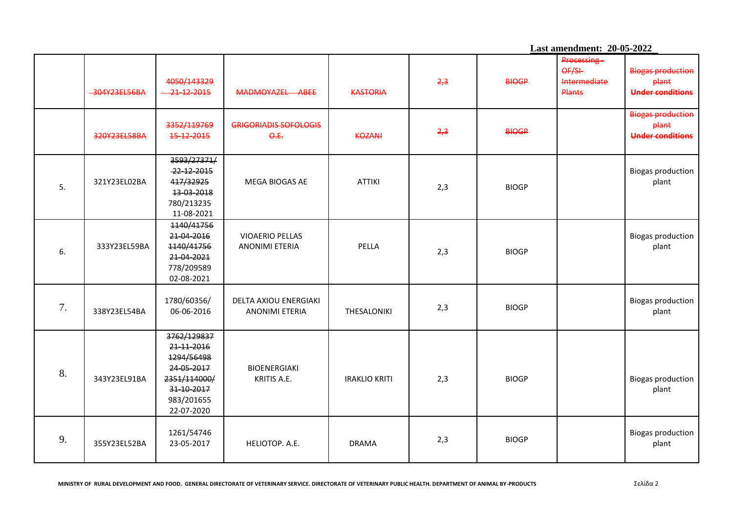**Last amendment: 20-05-2022**

| | | | | | | | | |
|---|---|---|---|---|---|---|---|---|
| | ~~304Y23EL56BA~~ | ~~4050/143329 21-12-2015~~ | ~~MADMOYAZEL ABEE~~ | ~~KASTORIA~~ | ~~2,3~~ | ~~BIOGP~~ | ~~Processing - OF/SI- Intermediate Plants~~ | ~~Biogas production plant~~ ~~**Under conditions**~~ |
| | ~~320Y23EL58BA~~ | ~~3352/119769 15-12-2015~~ | ~~GRIGORIADIS SOFOLOGIS O.E.~~ | ~~KOZANI~~ | ~~2,3~~ | ~~BIOGP~~ | | ~~Biogas production plant~~ ~~**Under conditions**~~ |
| 5. | 321Y23EL02BA | ~~3593/27371/ 22-12-2015~~ ~~417/32925 13-03-2018~~ 780/213235 11-08-2021 | MEGA BIOGAS AE | ATTIKI | 2,3 | BIOGP | | Biogas production plant |
| 6. | 333Y23EL59BA | ~~1140/41756 21-04-2016~~ ~~1140/41756 21-04-2021~~ 778/209589 02-08-2021 | VIOAERIO PELLAS ANONIMI ETERIA | PELLA | 2,3 | BIOGP | | Biogas production plant |
| 7. | 338Y23EL54BA | 1780/60356/ 06-06-2016 | DELTA AXIOU ENERGIAKI ANONIMI ETERIA | THESALONIKI | 2,3 | BIOGP | | Biogas production plant |
| 8. | 343Y23EL91BA | ~~3762/129837 21-11-2016~~ ~~1294/56498 24-05-2017~~ ~~2351/114000/ 31-10-2017~~ 983/201655 22-07-2020 | BIOENERGIAKI KRITIS A.E. | IRAKLIO KRITI | 2,3 | BIOGP | | Biogas production plant |
| 9. | 355Y23EL52BA | 1261/54746 23-05-2017 | HELIOTOP. A.E. | DRAMA | 2,3 | BIOGP | | Biogas production plant |

**MINISTRY OF RURAL DEVELOPMENT AND FOOD. GENERAL DIRECTORATE OF VETERINARY SERVICE. DIRECTORATE OF VETERINARY PUBLIC HEALTH. DEPARTMENT OF ANIMAL BY-PRODUCTS**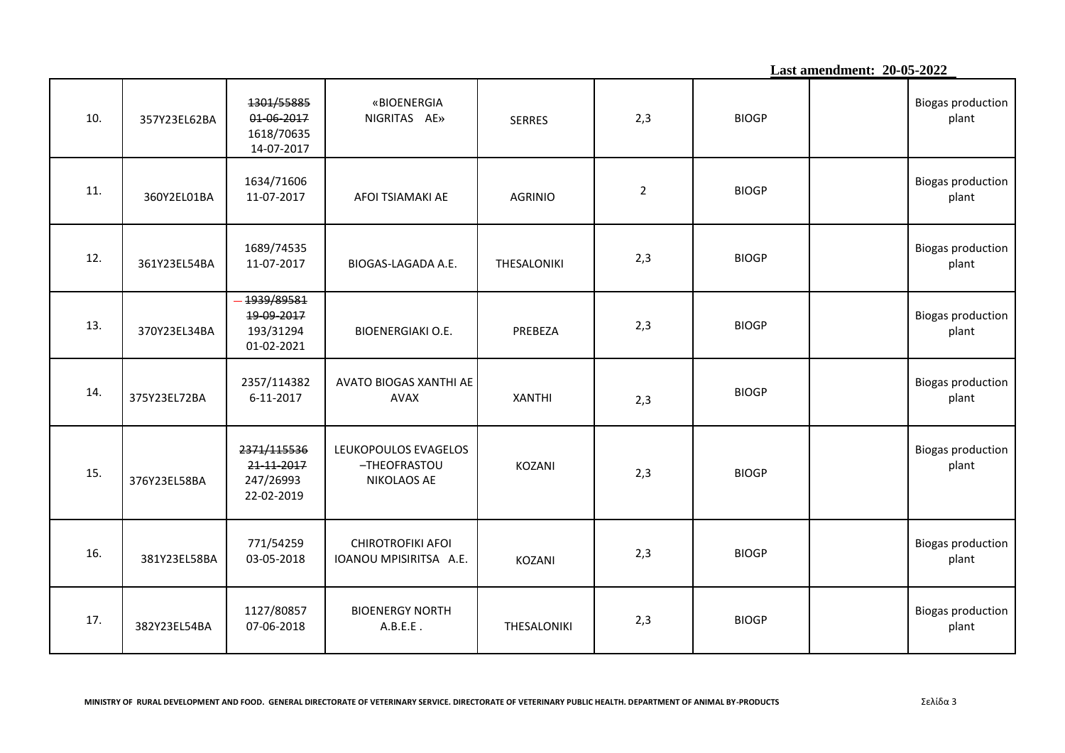Last amendment: 20-05-2022

| | | | | | | | | |
|---|---|---|---|---|---|---|---|---|
| 10. | 357Y23EL62BA | ~~1301/55885 01-06-2017~~ 1618/70635 14-07-2017 | «BIOENERGIA NIGRITAS AE» | SERRES | 2,3 | BIOGP | | Biogas production plant |
| 11. | 360Y2EL01BA | 1634/71606 11-07-2017 | AFOI TSIAMAKI AE | AGRINIO | 2 | BIOGP | | Biogas production plant |
| 12. | 361Y23EL54BA | 1689/74535 11-07-2017 | BIOGAS-LAGADA A.E. | THESALONIKI | 2,3 | BIOGP | | Biogas production plant |
| 13. | 370Y23EL34BA | ~~1939/89581 19-09-2017~~ 193/31294 01-02-2021 | BIOENERGIAKI O.E. | PREBEZA | 2,3 | BIOGP | | Biogas production plant |
| 14. | 375Y23EL72BA | 2357/114382 6-11-2017 | AVATO BIOGAS XANTHI AE AVAX | XANTHI | 2,3 | BIOGP | | Biogas production plant |
| 15. | 376Y23EL58BA | ~~2371/115536 21-11-2017~~ 247/26993 22-02-2019 | LEUKOPOULOS EVAGELOS –THEOFRASTOU NIKOLAOS AE | KOZANI | 2,3 | BIOGP | | Biogas production plant |
| 16. | 381Y23EL58BA | 771/54259 03-05-2018 | CHIROTROFIKI AFOI IOANOU MPISIRITSA A.E. | KOZANI | 2,3 | BIOGP | | Biogas production plant |
| 17. | 382Y23EL54BA | 1127/80857 07-06-2018 | BIOENERGY NORTH A.B.E.E . | THESALONIKI | 2,3 | BIOGP | | Biogas production plant |

MINISTRY OF RURAL DEVELOPMENT AND FOOD. GENERAL DIRECTORATE OF VETERINARY SERVICE. DIRECTORATE OF VETERINARY PUBLIC HEALTH. DEPARTMENT OF ANIMAL BY-PRODUCTS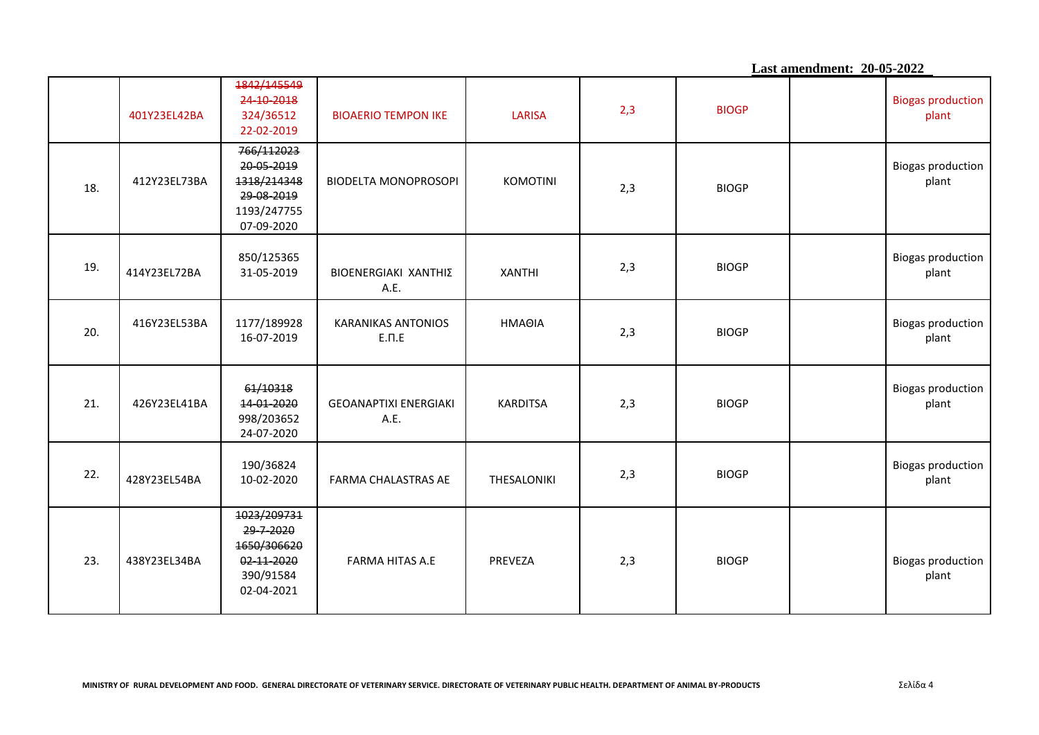Last amendment: 20-05-2022

| | | | | | | | | |
|---|---|---|---|---|---|---|---|---|
| | 401Y23EL42BA | ~~1842/145549 24-10-2018~~ 324/36512 22-02-2019 | BIOAERIO TEMPON IKE | LARISA | 2,3 | BIOGP | | Biogas production plant |
| 18. | 412Y23EL73BA | ~~766/112023 20-05-2019~~ ~~1318/214348 29-08-2019~~ 1193/247755 07-09-2020 | BIODELTA MONOPROSOPI | KOMOTINI | 2,3 | BIOGP | | Biogas production plant |
| 19. | 414Y23EL72BA | 850/125365 31-05-2019 | BIOENERGIAKI ΧΑΝΘΗΣ Α.Ε. | XANTHI | 2,3 | BIOGP | | Biogas production plant |
| 20. | 416Y23EL53BA | 1177/189928 16-07-2019 | KARANIKAS ANTONIOS Ε.Π.Ε | ΗΜΑΘΙΑ | 2,3 | BIOGP | | Biogas production plant |
| 21. | 426Y23EL41BA | ~~61/10318 14-01-2020~~ 998/203652 24-07-2020 | GEOANAPTIXI ENERGIAKI A.E. | KARDITSA | 2,3 | BIOGP | | Biogas production plant |
| 22. | 428Y23EL54BA | 190/36824 10-02-2020 | FARMA CHALASTRAS AE | THESALONIKI | 2,3 | BIOGP | | Biogas production plant |
| 23. | 438Y23EL34BA | ~~1023/209731 29-7-2020~~ ~~1650/306620 02-11-2020~~ 390/91584 02-04-2021 | FARMA HITAS A.E | PREVEZA | 2,3 | BIOGP | | Biogas production plant |

MINISTRY OF RURAL DEVELOPMENT AND FOOD. GENERAL DIRECTORATE OF VETERINARY SERVICE. DIRECTORATE OF VETERINARY PUBLIC HEALTH. DEPARTMENT OF ANIMAL BY-PRODUCTS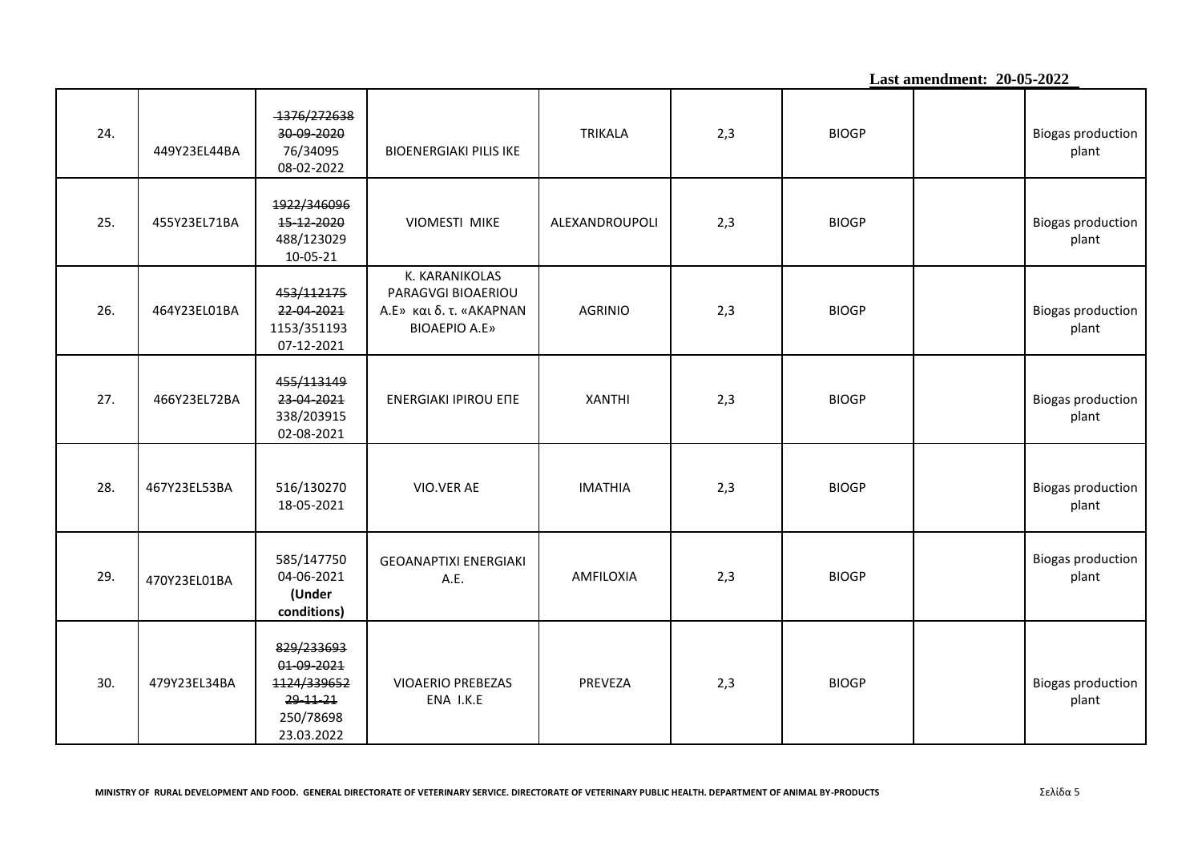Last amendment: 20-05-2022

| | | | | | | | | |
|---|---|---|---|---|---|---|---|---|
| 24. | 449Y23EL44BA | ~~1376/272638~~ ~~30-09-2020~~ 76/34095 08-02-2022 | BIOENERGIAKI PILIS IKE | TRIKALA | 2,3 | BIOGP | | Biogas production plant |
| 25. | 455Y23EL71BA | ~~1922/346096~~ ~~15-12-2020~~ 488/123029 10-05-21 | VIOMESTI MIKE | ALEXANDROUPOLI | 2,3 | BIOGP | | Biogas production plant |
| 26. | 464Y23EL01BA | ~~453/112175~~ ~~22-04-2021~~ 1153/351193 07-12-2021 | K. KARANIKOLAS PARAGVGI BIOAERIOU A.E» και δ. τ. «AKAPNAN BIOAEPIO A.E» | AGRINIO | 2,3 | BIOGP | | Biogas production plant |
| 27. | 466Y23EL72BA | ~~455/113149~~ ~~23-04-2021~~ 338/203915 02-08-2021 | ENERGIAKI IPIROU ΕΠΕ | XANTHI | 2,3 | BIOGP | | Biogas production plant |
| 28. | 467Y23EL53BA | 516/130270 18-05-2021 | VIO.VER AE | IMATHIA | 2,3 | BIOGP | | Biogas production plant |
| 29. | 470Y23EL01BA | 585/147750 04-06-2021 **(Under conditions)** | GEOANAPTIXI ENERGIAKI A.E. | AMFILOXIA | 2,3 | BIOGP | | Biogas production plant |
| 30. | 479Y23EL34BA | ~~829/233693~~ ~~01-09-2021~~ ~~1124/339652~~ ~~29-11-21~~ 250/78698 23.03.2022 | VIOAERIO PREBEZAS ENA I.K.E | PREVEZA | 2,3 | BIOGP | | Biogas production plant |

MINISTRY OF RURAL DEVELOPMENT AND FOOD. GENERAL DIRECTORATE OF VETERINARY SERVICE. DIRECTORATE OF VETERINARY PUBLIC HEALTH. DEPARTMENT OF ANIMAL BY-PRODUCTS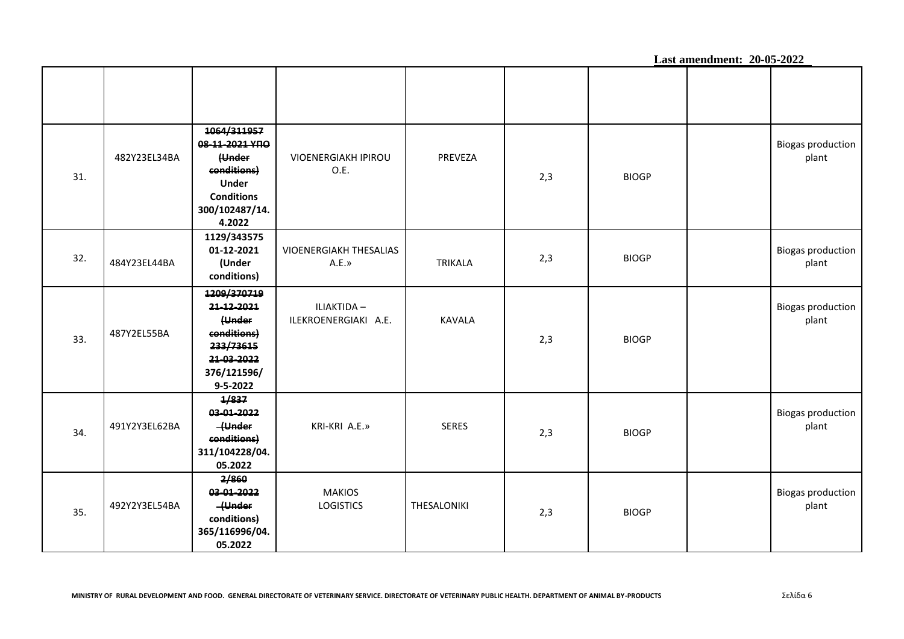Last amendment: 20-05-2022

| | | | | | | | | |
|---|---|---|---|---|---|---|---|---|
| 31. | 482Y23EL34BA | ~~1064/311957 08-11-2021 ΥΠΟ (Under conditions)~~ **Under Conditions 300/102487/14.4.2022** | VIOENERGIAKH IPIROU O.E. | PREVEZA | 2,3 | BIOGP | | Biogas production plant |
| 32. | 484Y23EL44BA | **1129/343575 01-12-2021 (Under conditions)** | VIOENERGIAKH THESALIAS A.E.» | TRIKALA | 2,3 | BIOGP | | Biogas production plant |
| 33. | 487Y2EL55BA | ~~1209/370719 21-12-2021 (Under conditions) 233/73615 21-03-2022~~ **376/121596/ 9-5-2022** | ILIAKTIDA – ILEKROENERGIAKI A.E. | KAVALA | 2,3 | BIOGP | | Biogas production plant |
| 34. | 491Y2Y3EL62BA | ~~1/837 03-01-2022 (Under conditions)~~ **311/104228/04.05.2022** | KRI-KRI A.E.» | SERES | 2,3 | BIOGP | | Biogas production plant |
| 35. | 492Y2Y3EL54BA | ~~2/860 03-01-2022 (Under conditions)~~ **365/116996/04.05.2022** | MAKIOS LOGISTICS | THESALONIKI | 2,3 | BIOGP | | Biogas production plant |

MINISTRY OF RURAL DEVELOPMENT AND FOOD. GENERAL DIRECTORATE OF VETERINARY SERVICE. DIRECTORATE OF VETERINARY PUBLIC HEALTH. DEPARTMENT OF ANIMAL BY-PRODUCTS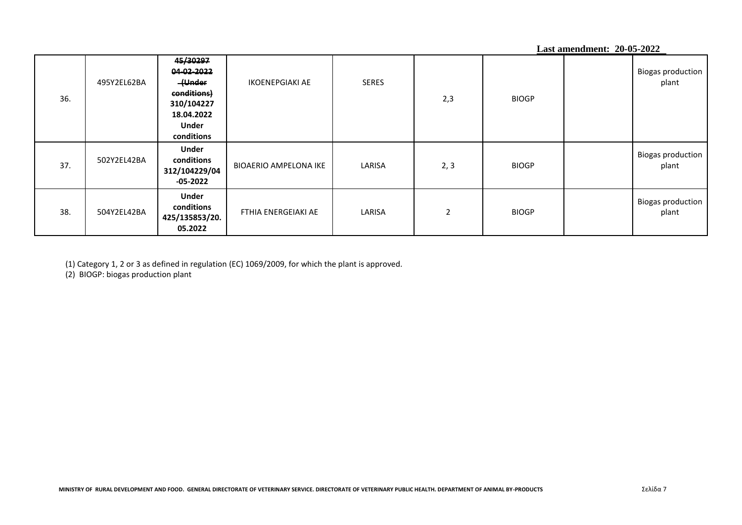Last amendment: 20-05-2022

| | | | | | | | | |
|---|---|---|---|---|---|---|---|---|
| 36. | 495Y2EL62BA | ~~45/30297 04-02-2022 (Under conditions)~~ **310/104227 18.04.2022 Under conditions** | IKOENEPGIAKI AE | SERES | 2,3 | BIOGP | | Biogas production plant |
| 37. | 502Y2EL42BA | **Under conditions 312/104229/04 -05-2022** | BIOAERIO AMPELONA IKE | LARISA | 2, 3 | BIOGP | | Biogas production plant |
| 38. | 504Y2EL42BA | **Under conditions 425/135853/20. 05.2022** | FTHIA ENERGEIAKI AE | LARISA | 2 | BIOGP | | Biogas production plant |

(1) Category 1, 2 or 3 as defined in regulation (EC) 1069/2009, for which the plant is approved.

(2) BIOGP: biogas production plant